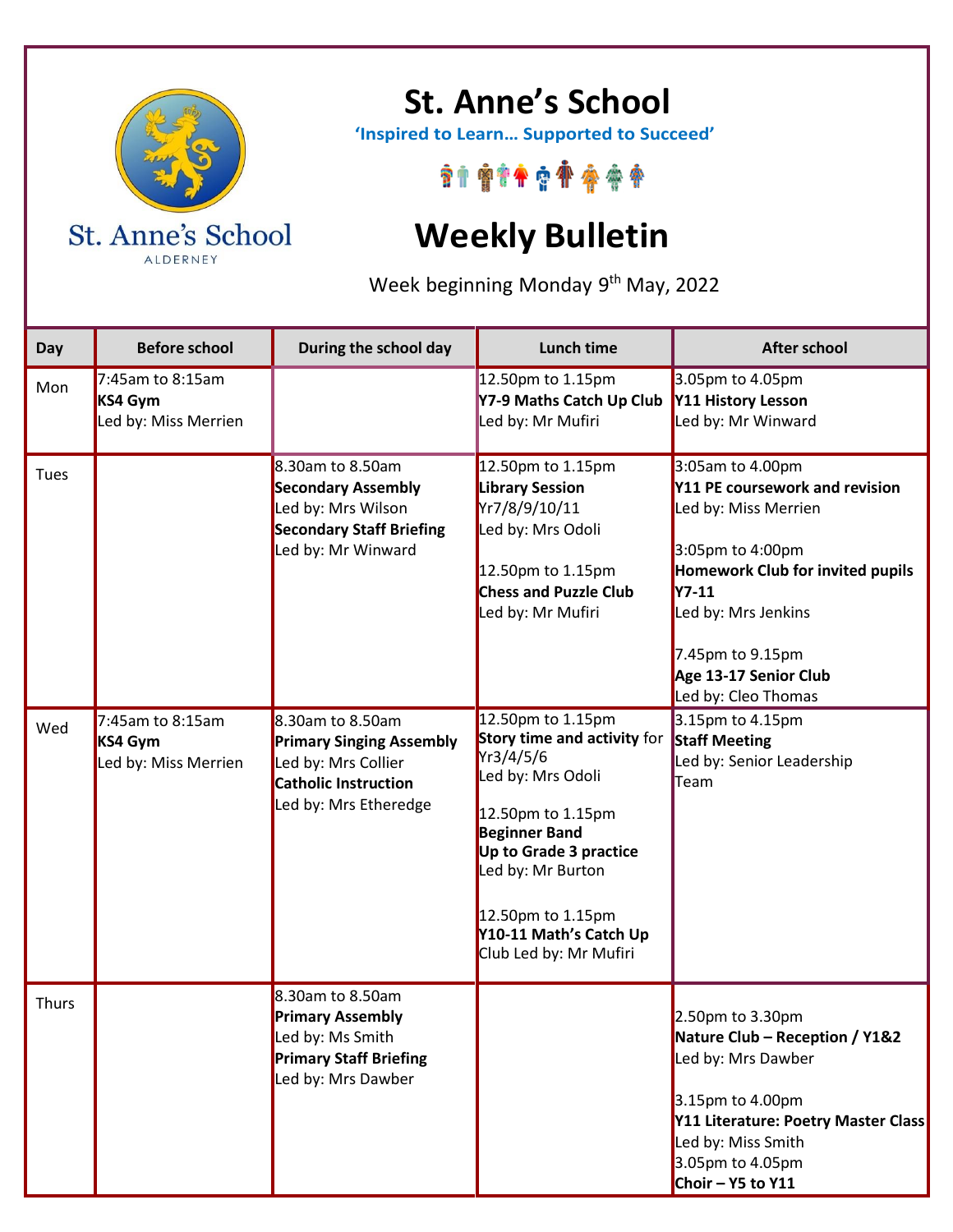# St. Anne's School

St. Anne's School
ALDERNEY

**'Inspired to Learn… Supported to Succeed'**

# Weekly Bulletin

Week beginning Monday 9th May, 2022

| Day | Before school | During the school day | Lunch time | After school |
|---|---|---|---|---|
| Mon | 7:45am to 8:15am<br>**KS4 Gym**<br>Led by: Miss Merrien | | 12.50pm to 1.15pm<br>**Y7-9 Maths Catch Up Club**<br>Led by: Mr Mufiri | 3.05pm to 4.05pm<br>**Y11 History Lesson**<br>Led by: Mr Winward |
| Tues | | 8.30am to 8.50am<br>**Secondary Assembly**<br>Led by: Mrs Wilson<br>**Secondary Staff Briefing**<br>Led by: Mr Winward | 12.50pm to 1.15pm<br>**Library Session**<br>Yr7/8/9/10/11<br>Led by: Mrs Odoli<br><br>12.50pm to 1.15pm<br>**Chess and Puzzle Club**<br>Led by: Mr Mufiri | 3:05am to 4.00pm<br>**Y11 PE coursework and revision**<br>Led by: Miss Merrien<br><br>3:05pm to 4:00pm<br>**Homework Club for invited pupils Y7-11**<br>Led by: Mrs Jenkins<br><br>7.45pm to 9.15pm<br>**Age 13-17 Senior Club**<br>Led by: Cleo Thomas |
| Wed | 7:45am to 8:15am<br>**KS4 Gym**<br>Led by: Miss Merrien | 8.30am to 8.50am<br>**Primary Singing Assembly**<br>Led by: Mrs Collier<br>**Catholic Instruction**<br>Led by: Mrs Etheredge | 12.50pm to 1.15pm<br>**Story time and activity** for Yr3/4/5/6<br>Led by: Mrs Odoli<br><br>12.50pm to 1.15pm<br>**Beginner Band**<br>**Up to Grade 3 practice**<br>Led by: Mr Burton<br><br>12.50pm to 1.15pm<br>**Y10-11 Math's Catch Up** Club Led by: Mr Mufiri | 3.15pm to 4.15pm<br>**Staff Meeting**<br>Led by: Senior Leadership Team |
| Thurs | | 8.30am to 8.50am<br>**Primary Assembly**<br>Led by: Ms Smith<br>**Primary Staff Briefing**<br>Led by: Mrs Dawber | | 2.50pm to 3.30pm<br>**Nature Club – Reception / Y1&2**<br>Led by: Mrs Dawber<br><br>3.15pm to 4.00pm<br>**Y11 Literature: Poetry Master Class**<br>Led by: Miss Smith<br>3.05pm to 4.05pm<br>**Choir – Y5 to Y11** |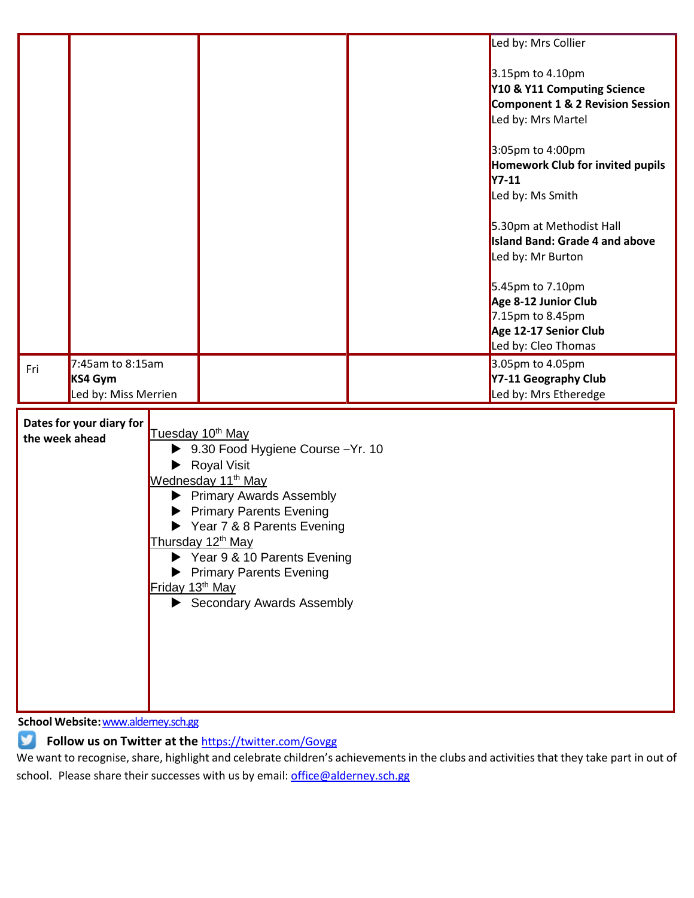| | | | | |
|---|---|---|---|---|
| | | | | Led by: Mrs Collier<br><br>3.15pm to 4.10pm<br>**Y10 & Y11 Computing Science Component 1 & 2 Revision Session**<br>Led by: Mrs Martel<br><br>3:05pm to 4:00pm<br>**Homework Club for invited pupils Y7-11**<br>Led by: Ms Smith<br><br>5.30pm at Methodist Hall<br>**Island Band: Grade 4 and above**<br>Led by: Mr Burton<br><br>5.45pm to 7.10pm<br>**Age 8-12 Junior Club**<br>7.15pm to 8.45pm<br>**Age 12-17 Senior Club**<br>Led by: Cleo Thomas |
| Fri | 7:45am to 8:15am<br>**KS4 Gym**<br>Led by: Miss Merrien | | | 3.05pm to 4.05pm<br>**Y7-11 Geography Club**<br>Led by: Mrs Etheredge |

**Dates for your diary for the week ahead**

Tuesday 10th May
- 9.30 Food Hygiene Course –Yr. 10
- Royal Visit

Wednesday 11th May
- Primary Awards Assembly
- Primary Parents Evening
- Year 7 & 8 Parents Evening

Thursday 12th May
- Year 9 & 10 Parents Evening
- Primary Parents Evening

Friday 13th May
- Secondary Awards Assembly

**School Website:** www.alderney.sch.gg

**Follow us on Twitter at the** https://twitter.com/Govgg

We want to recognise, share, highlight and celebrate children's achievements in the clubs and activities that they take part in out of school. Please share their successes with us by email: office@alderney.sch.gg